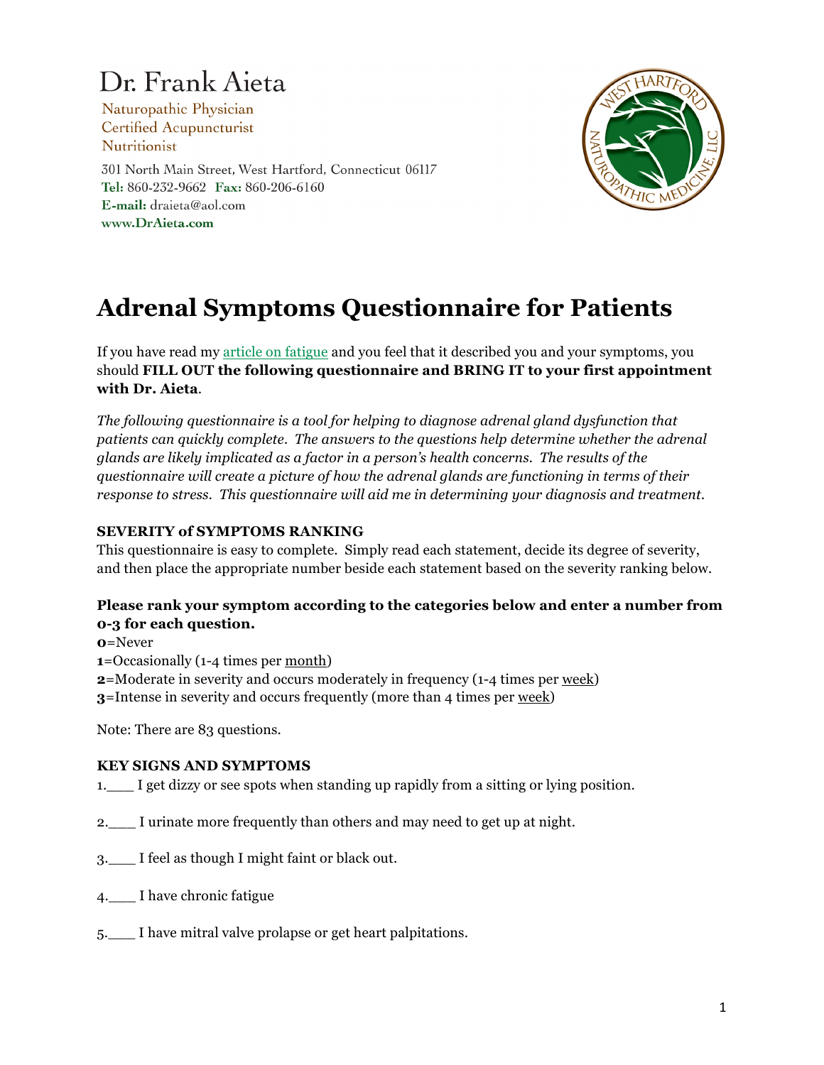# Dr. Frank Aieta

Naturopathic Physician
Certified Acupuncturist
Nutritionist

301 North Main Street, West Hartford, Connecticut 06117
**Tel:** 860-232-9662 **Fax:** 860-206-6160
**E-mail:** draieta@aol.com
**www.DrAieta.com**

# Adrenal Symptoms Questionnaire for Patients

If you have read my article on fatigue and you feel that it described you and your symptoms, you should **FILL OUT the following questionnaire and BRING IT to your first appointment with Dr. Aieta**.

*The following questionnaire is a tool for helping to diagnose adrenal gland dysfunction that patients can quickly complete. The answers to the questions help determine whether the adrenal glands are likely implicated as a factor in a person's health concerns. The results of the questionnaire will create a picture of how the adrenal glands are functioning in terms of their response to stress. This questionnaire will aid me in determining your diagnosis and treatment.*

**SEVERITY of SYMPTOMS RANKING**

This questionnaire is easy to complete. Simply read each statement, decide its degree of severity, and then place the appropriate number beside each statement based on the severity ranking below.

**Please rank your symptom according to the categories below and enter a number from 0-3 for each question.**

**0**=Never
**1**=Occasionally (1-4 times per month)
**2**=Moderate in severity and occurs moderately in frequency (1-4 times per week)
**3**=Intense in severity and occurs frequently (more than 4 times per week)

Note: There are 83 questions.

**KEY SIGNS AND SYMPTOMS**

1.\_\_\_ I get dizzy or see spots when standing up rapidly from a sitting or lying position.

2.\_\_\_ I urinate more frequently than others and may need to get up at night.

3.\_\_\_ I feel as though I might faint or black out.

4.\_\_\_ I have chronic fatigue

5.\_\_\_ I have mitral valve prolapse or get heart palpitations.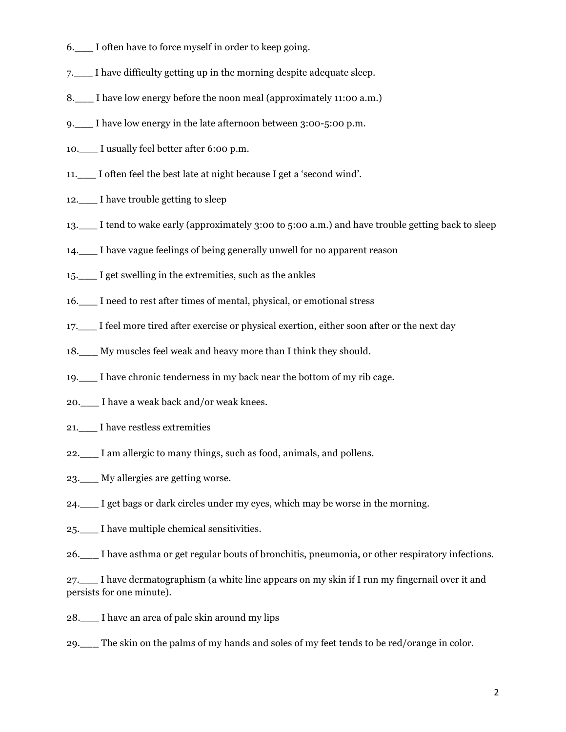6.___ I often have to force myself in order to keep going.

7.___ I have difficulty getting up in the morning despite adequate sleep.

8.___ I have low energy before the noon meal (approximately 11:00 a.m.)

9.___ I have low energy in the late afternoon between 3:00-5:00 p.m.

10.___ I usually feel better after 6:00 p.m.

11.___ I often feel the best late at night because I get a 'second wind'.

12.___ I have trouble getting to sleep

13.___ I tend to wake early (approximately 3:00 to 5:00 a.m.) and have trouble getting back to sleep

14.___ I have vague feelings of being generally unwell for no apparent reason

15.___ I get swelling in the extremities, such as the ankles

16.___ I need to rest after times of mental, physical, or emotional stress

17.___ I feel more tired after exercise or physical exertion, either soon after or the next day

18.___ My muscles feel weak and heavy more than I think they should.

19.___ I have chronic tenderness in my back near the bottom of my rib cage.

20.___ I have a weak back and/or weak knees.

21.___ I have restless extremities

22.___ I am allergic to many things, such as food, animals, and pollens.

23.___ My allergies are getting worse.

24.___ I get bags or dark circles under my eyes, which may be worse in the morning.

25.___ I have multiple chemical sensitivities.

26.___ I have asthma or get regular bouts of bronchitis, pneumonia, or other respiratory infections.

27.___ I have dermatographism (a white line appears on my skin if I run my fingernail over it and persists for one minute).

28.___ I have an area of pale skin around my lips

29.___ The skin on the palms of my hands and soles of my feet tends to be red/orange in color.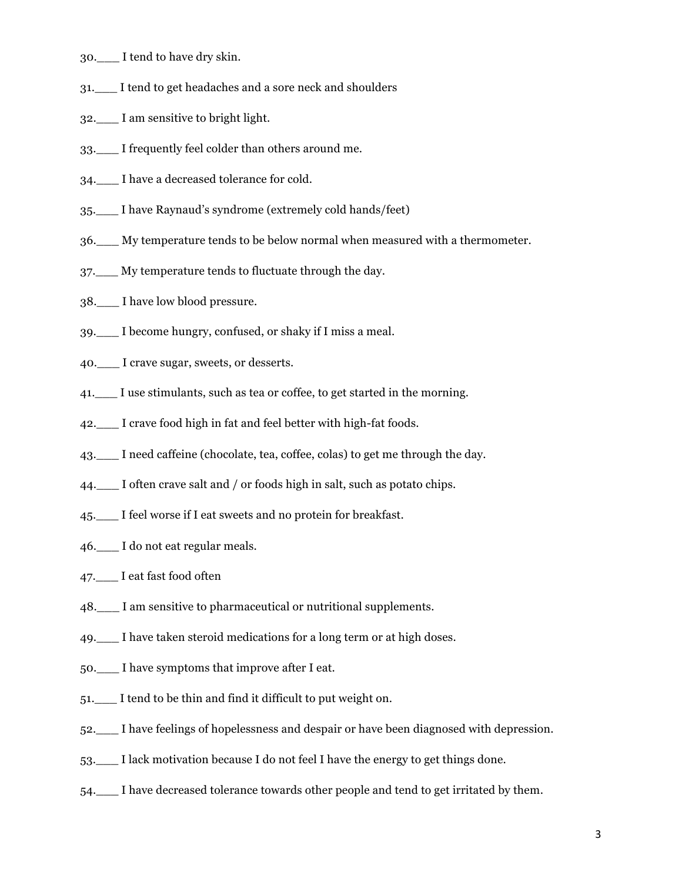30.___ I tend to have dry skin.

31.___ I tend to get headaches and a sore neck and shoulders

32.___ I am sensitive to bright light.

33.___ I frequently feel colder than others around me.

34.___ I have a decreased tolerance for cold.

35.___ I have Raynaud's syndrome (extremely cold hands/feet)

36.___ My temperature tends to be below normal when measured with a thermometer.

37.___ My temperature tends to fluctuate through the day.

38.___ I have low blood pressure.

39.___ I become hungry, confused, or shaky if I miss a meal.

40.___ I crave sugar, sweets, or desserts.

41.___ I use stimulants, such as tea or coffee, to get started in the morning.

42.___ I crave food high in fat and feel better with high-fat foods.

43.___ I need caffeine (chocolate, tea, coffee, colas) to get me through the day.

44.___ I often crave salt and / or foods high in salt, such as potato chips.

45.___ I feel worse if I eat sweets and no protein for breakfast.

46.___ I do not eat regular meals.

47.___ I eat fast food often

48.___ I am sensitive to pharmaceutical or nutritional supplements.

49.___ I have taken steroid medications for a long term or at high doses.

50.___ I have symptoms that improve after I eat.

51.___ I tend to be thin and find it difficult to put weight on.

52.___ I have feelings of hopelessness and despair or have been diagnosed with depression.

53.___ I lack motivation because I do not feel I have the energy to get things done.

54.___ I have decreased tolerance towards other people and tend to get irritated by them.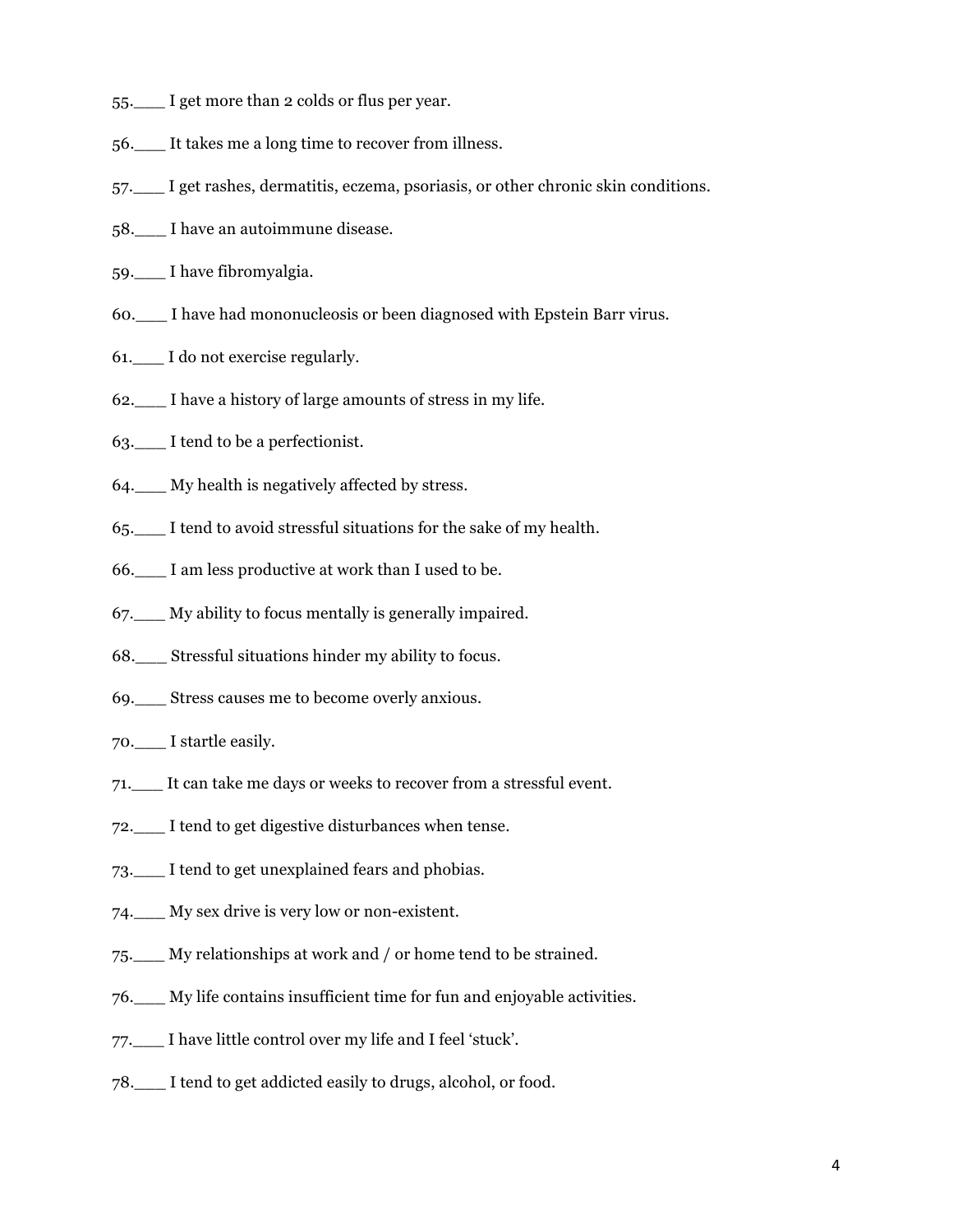55.___ I get more than 2 colds or flus per year.

56.___ It takes me a long time to recover from illness.

57.___ I get rashes, dermatitis, eczema, psoriasis, or other chronic skin conditions.

58.___ I have an autoimmune disease.

59.___ I have fibromyalgia.

60.___ I have had mononucleosis or been diagnosed with Epstein Barr virus.

61.___ I do not exercise regularly.

62.___ I have a history of large amounts of stress in my life.

63.___ I tend to be a perfectionist.

64.___ My health is negatively affected by stress.

65.___ I tend to avoid stressful situations for the sake of my health.

66.___ I am less productive at work than I used to be.

67.___ My ability to focus mentally is generally impaired.

68.___ Stressful situations hinder my ability to focus.

69.___ Stress causes me to become overly anxious.

70.___ I startle easily.

71.___ It can take me days or weeks to recover from a stressful event.

72.___ I tend to get digestive disturbances when tense.

73.___ I tend to get unexplained fears and phobias.

74.___ My sex drive is very low or non-existent.

75.___ My relationships at work and / or home tend to be strained.

76.___ My life contains insufficient time for fun and enjoyable activities.

77.___ I have little control over my life and I feel 'stuck'.

78.___ I tend to get addicted easily to drugs, alcohol, or food.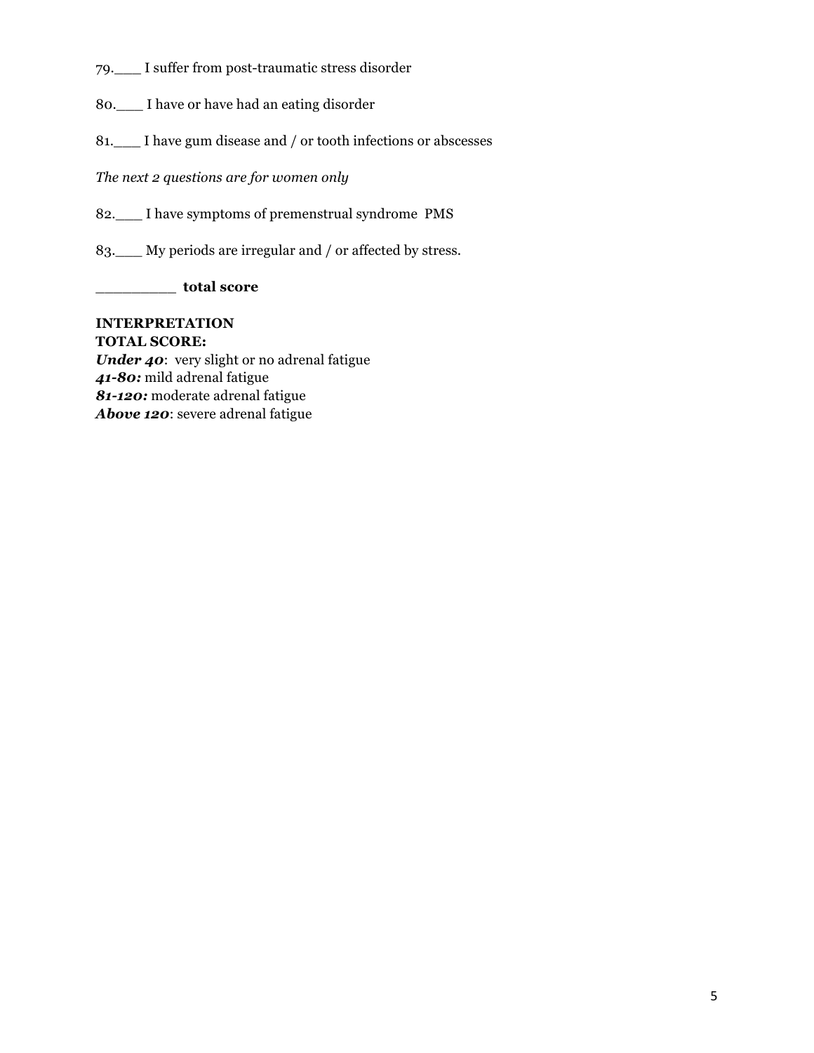79.___ I suffer from post-traumatic stress disorder

80.___ I have or have had an eating disorder

81.___ I have gum disease and / or tooth infections or abscesses

*The next 2 questions are for women only*

82.___ I have symptoms of premenstrual syndrome  PMS

83.___ My periods are irregular and / or affected by stress.

_________ **total score**

**INTERPRETATION**
**TOTAL SCORE:**
***Under 40***:  very slight or no adrenal fatigue
***41-80:*** mild adrenal fatigue
***81-120:*** moderate adrenal fatigue
***Above 120***: severe adrenal fatigue